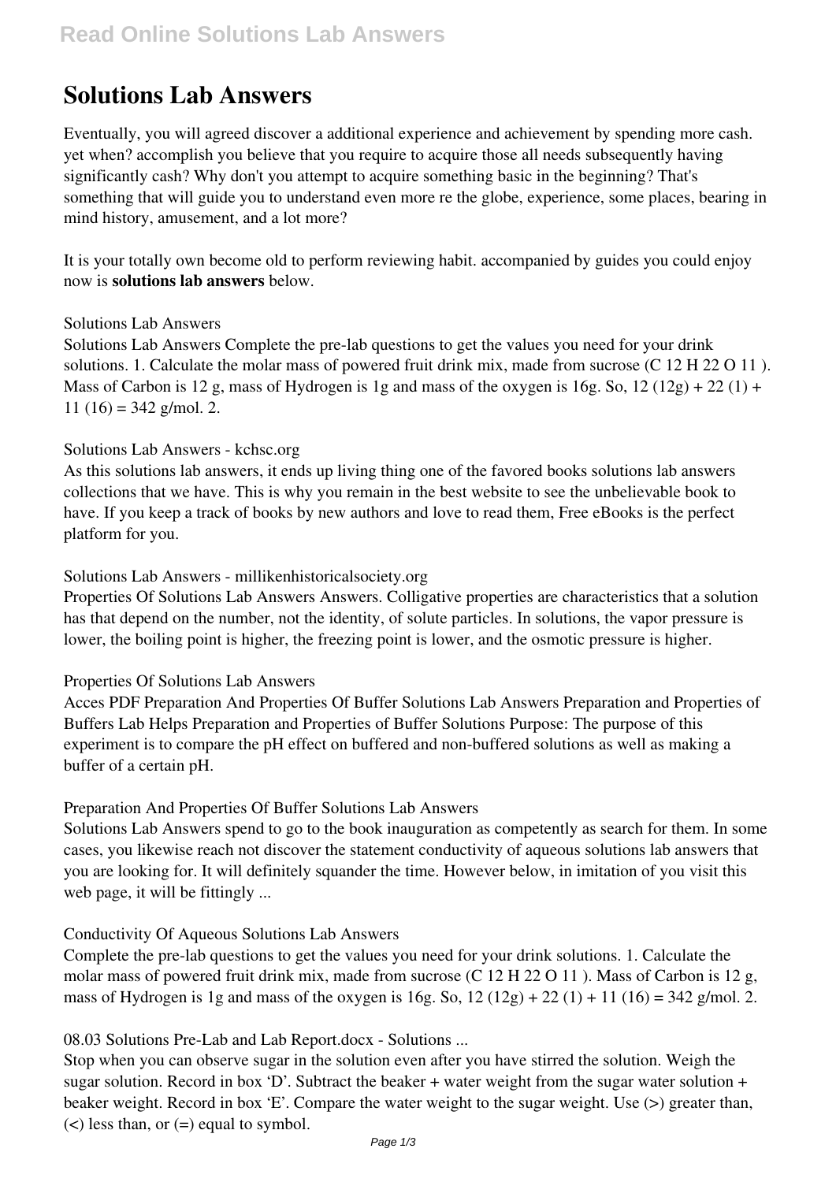# Solutions Lab Answers

Eventually, you will agreed discover a additional experience and achievement by spending more cash. yet when? accomplish you believe that you require to acquire those all needs subsequently having significantly cash? Why don't you attempt to acquire something basic in the beginning? That's something that will guide you to understand even more re the globe, experience, some places, bearing in mind history, amusement, and a lot more?

It is your totally own become old to perform reviewing habit. accompanied by guides you could enjoy now is **solutions lab answers** below.

Solutions Lab Answers

Solutions Lab Answers Complete the pre-lab questions to get the values you need for your drink solutions. 1. Calculate the molar mass of powered fruit drink mix, made from sucrose ($C_{12}H_{22}O_{11}$). Mass of Carbon is 12 g, mass of Hydrogen is 1g and mass of the oxygen is 16g. So, 12 (12g) + 22 (1) + 11 (16) = 342 g/mol. 2.

Solutions Lab Answers - kchsc.org

As this solutions lab answers, it ends up living thing one of the favored books solutions lab answers collections that we have. This is why you remain in the best website to see the unbelievable book to have. If you keep a track of books by new authors and love to read them, Free eBooks is the perfect platform for you.

Solutions Lab Answers - millikenhistoricalsociety.org

Properties Of Solutions Lab Answers Answers. Colligative properties are characteristics that a solution has that depend on the number, not the identity, of solute particles. In solutions, the vapor pressure is lower, the boiling point is higher, the freezing point is lower, and the osmotic pressure is higher.

Properties Of Solutions Lab Answers

Acces PDF Preparation And Properties Of Buffer Solutions Lab Answers Preparation and Properties of Buffers Lab Helps Preparation and Properties of Buffer Solutions Purpose: The purpose of this experiment is to compare the pH effect on buffered and non-buffered solutions as well as making a buffer of a certain pH.

Preparation And Properties Of Buffer Solutions Lab Answers

Solutions Lab Answers spend to go to the book inauguration as competently as search for them. In some cases, you likewise reach not discover the statement conductivity of aqueous solutions lab answers that you are looking for. It will definitely squander the time. However below, in imitation of you visit this web page, it will be fittingly ...

Conductivity Of Aqueous Solutions Lab Answers

Complete the pre-lab questions to get the values you need for your drink solutions. 1. Calculate the molar mass of powered fruit drink mix, made from sucrose ($C_{12}H_{22}O_{11}$). Mass of Carbon is 12 g, mass of Hydrogen is 1g and mass of the oxygen is 16g. So, 12 (12g) + 22 (1) + 11 (16) = 342 g/mol. 2.

08.03 Solutions Pre-Lab and Lab Report.docx - Solutions ...

Stop when you can observe sugar in the solution even after you have stirred the solution. Weigh the sugar solution. Record in box 'D'. Subtract the beaker + water weight from the sugar water solution + beaker weight. Record in box 'E'. Compare the water weight to the sugar weight. Use (>) greater than, (<) less than, or (=) equal to symbol.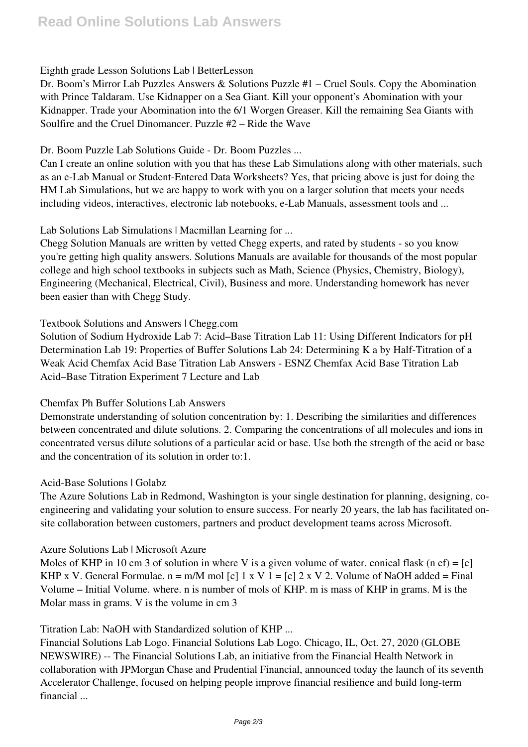Eighth grade Lesson Solutions Lab | BetterLesson

Dr. Boom's Mirror Lab Puzzles Answers & Solutions Puzzle #1 – Cruel Souls. Copy the Abomination with Prince Taldaram. Use Kidnapper on a Sea Giant. Kill your opponent's Abomination with your Kidnapper. Trade your Abomination into the 6/1 Worgen Greaser. Kill the remaining Sea Giants with Soulfire and the Cruel Dinomancer. Puzzle #2 – Ride the Wave

Dr. Boom Puzzle Lab Solutions Guide - Dr. Boom Puzzles ...

Can I create an online solution with you that has these Lab Simulations along with other materials, such as an e-Lab Manual or Student-Entered Data Worksheets? Yes, that pricing above is just for doing the HM Lab Simulations, but we are happy to work with you on a larger solution that meets your needs including videos, interactives, electronic lab notebooks, e-Lab Manuals, assessment tools and ...

Lab Solutions Lab Simulations | Macmillan Learning for ...

Chegg Solution Manuals are written by vetted Chegg experts, and rated by students - so you know you're getting high quality answers. Solutions Manuals are available for thousands of the most popular college and high school textbooks in subjects such as Math, Science (Physics, Chemistry, Biology), Engineering (Mechanical, Electrical, Civil), Business and more. Understanding homework has never been easier than with Chegg Study.

Textbook Solutions and Answers | Chegg.com

Solution of Sodium Hydroxide Lab 7: Acid–Base Titration Lab 11: Using Different Indicators for pH Determination Lab 19: Properties of Buffer Solutions Lab 24: Determining K a by Half-Titration of a Weak Acid Chemfax Acid Base Titration Lab Answers - ESNZ Chemfax Acid Base Titration Lab Acid–Base Titration Experiment 7 Lecture and Lab

Chemfax Ph Buffer Solutions Lab Answers

Demonstrate understanding of solution concentration by: 1. Describing the similarities and differences between concentrated and dilute solutions. 2. Comparing the concentrations of all molecules and ions in concentrated versus dilute solutions of a particular acid or base. Use both the strength of the acid or base and the concentration of its solution in order to:1.

Acid-Base Solutions | Golabz

The Azure Solutions Lab in Redmond, Washington is your single destination for planning, designing, co-engineering and validating your solution to ensure success. For nearly 20 years, the lab has facilitated on-site collaboration between customers, partners and product development teams across Microsoft.

Azure Solutions Lab | Microsoft Azure

Moles of KHP in 10 cm 3 of solution in where V is a given volume of water. conical flask (n cf) = [c] KHP x V. General Formulae. n = m/M mol [c] 1 x V 1 = [c] 2 x V 2. Volume of NaOH added = Final Volume – Initial Volume. where. n is number of mols of KHP. m is mass of KHP in grams. M is the Molar mass in grams. V is the volume in cm 3

Titration Lab: NaOH with Standardized solution of KHP ...

Financial Solutions Lab Logo. Financial Solutions Lab Logo. Chicago, IL, Oct. 27, 2020 (GLOBE NEWSWIRE) -- The Financial Solutions Lab, an initiative from the Financial Health Network in collaboration with JPMorgan Chase and Prudential Financial, announced today the launch of its seventh Accelerator Challenge, focused on helping people improve financial resilience and build long-term financial ...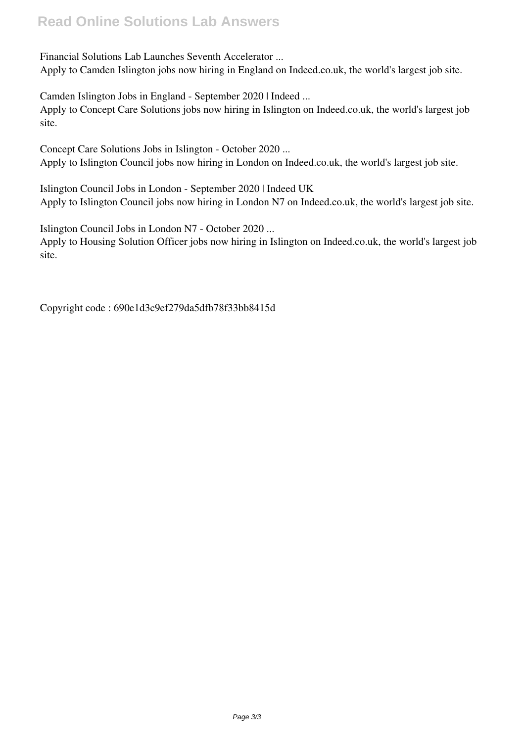Financial Solutions Lab Launches Seventh Accelerator ...
Apply to Camden Islington jobs now hiring in England on Indeed.co.uk, the world's largest job site.

Camden Islington Jobs in England - September 2020 | Indeed ...
Apply to Concept Care Solutions jobs now hiring in Islington on Indeed.co.uk, the world's largest job site.

Concept Care Solutions Jobs in Islington - October 2020 ...
Apply to Islington Council jobs now hiring in London on Indeed.co.uk, the world's largest job site.

Islington Council Jobs in London - September 2020 | Indeed UK
Apply to Islington Council jobs now hiring in London N7 on Indeed.co.uk, the world's largest job site.

Islington Council Jobs in London N7 - October 2020 ...
Apply to Housing Solution Officer jobs now hiring in Islington on Indeed.co.uk, the world's largest job site.

Copyright code : 690e1d3c9ef279da5dfb78f33bb8415d